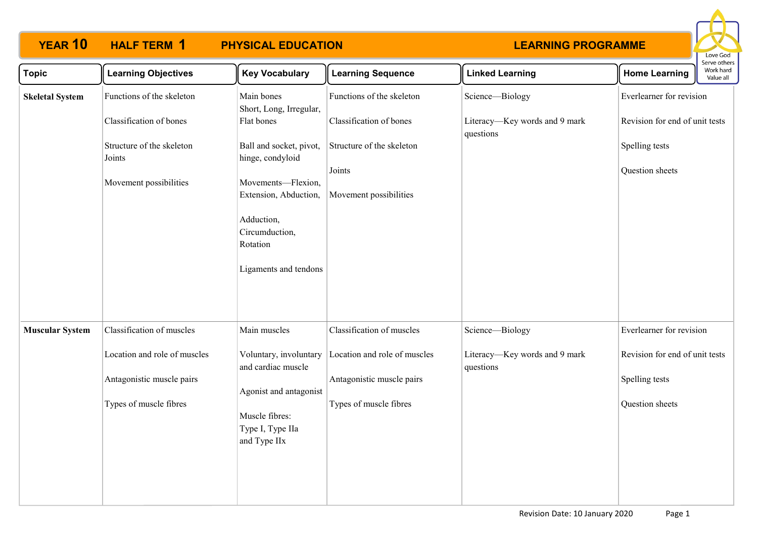# YEAR 10 HALF TERM 1 PHYSICAL EDUCATION LEARNING PROGRAMME

Love God
Serve others
Work hard
Value all

| Topic | Learning Objectives | Key Vocabulary | Learning Sequence | Linked Learning | Home Learning |
|---|---|---|---|---|---|
| **Skeletal System** | Functions of the skeleton<br><br>Classification of bones<br><br>Structure of the skeleton<br>Joints<br><br>Movement possibilities | Main bones<br>Short, Long, Irregular, Flat bones<br><br>Ball and socket, pivot, hinge, condyloid<br><br>Movements—Flexion, Extension, Abduction,<br><br>Adduction, Circumduction, Rotation<br><br>Ligaments and tendons | Functions of the skeleton<br><br>Classification of bones<br><br>Structure of the skeleton<br><br>Joints<br><br>Movement possibilities | Science—Biology<br><br>Literacy—Key words and 9 mark questions | Everlearner for revision<br><br>Revision for end of unit tests<br><br>Spelling tests<br><br>Question sheets |
| **Muscular System** | Classification of muscles<br><br>Location and role of muscles<br><br>Antagonistic muscle pairs<br><br>Types of muscle fibres | Main muscles<br><br>Voluntary, involuntary and cardiac muscle<br><br>Agonist and antagonist<br><br>Muscle fibres:<br>Type I, Type IIa and Type IIx | Classification of muscles<br><br>Location and role of muscles<br><br>Antagonistic muscle pairs<br><br>Types of muscle fibres | Science—Biology<br><br>Literacy—Key words and 9 mark questions | Everlearner for revision<br><br>Revision for end of unit tests<br><br>Spelling tests<br><br>Question sheets |

Revision Date: 10 January 2020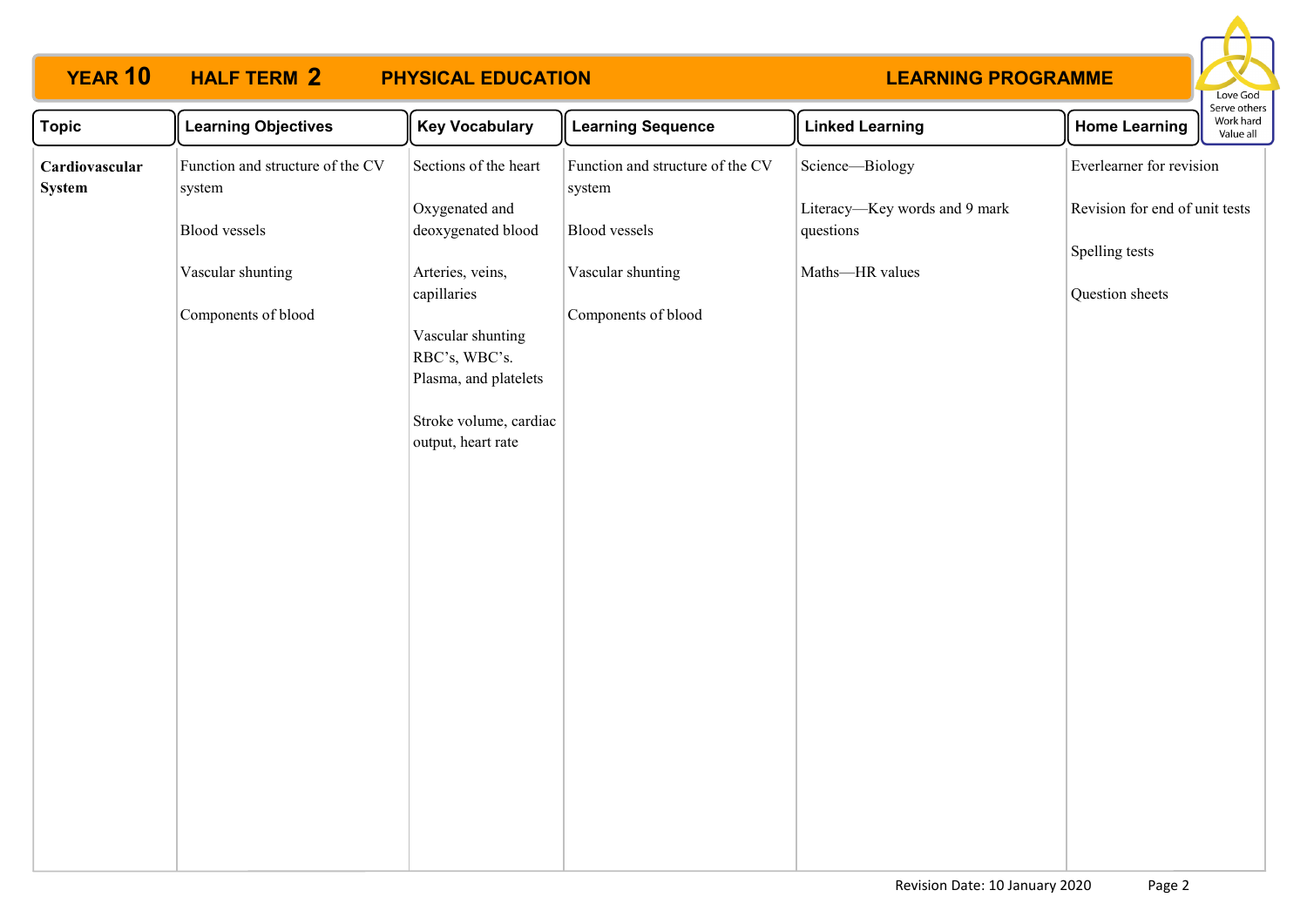# YEAR 10 HALF TERM 2 PHYSICAL EDUCATION LEARNING PROGRAMME

Love God
Serve others
Work hard
Value all

| Topic | Learning Objectives | Key Vocabulary | Learning Sequence | Linked Learning | Home Learning |
|---|---|---|---|---|---|
| **Cardiovascular System** | Function and structure of the CV system<br><br>Blood vessels<br><br>Vascular shunting<br><br>Components of blood | Sections of the heart<br><br>Oxygenated and deoxygenated blood<br><br>Arteries, veins, capillaries<br><br>Vascular shunting RBC's, WBC's. Plasma, and platelets<br><br>Stroke volume, cardiac output, heart rate | Function and structure of the CV system<br><br>Blood vessels<br><br>Vascular shunting<br><br>Components of blood | Science—Biology<br><br>Literacy—Key words and 9 mark questions<br><br>Maths—HR values | Everlearner for revision<br><br>Revision for end of unit tests<br><br>Spelling tests<br><br>Question sheets |

Revision Date: 10 January 2020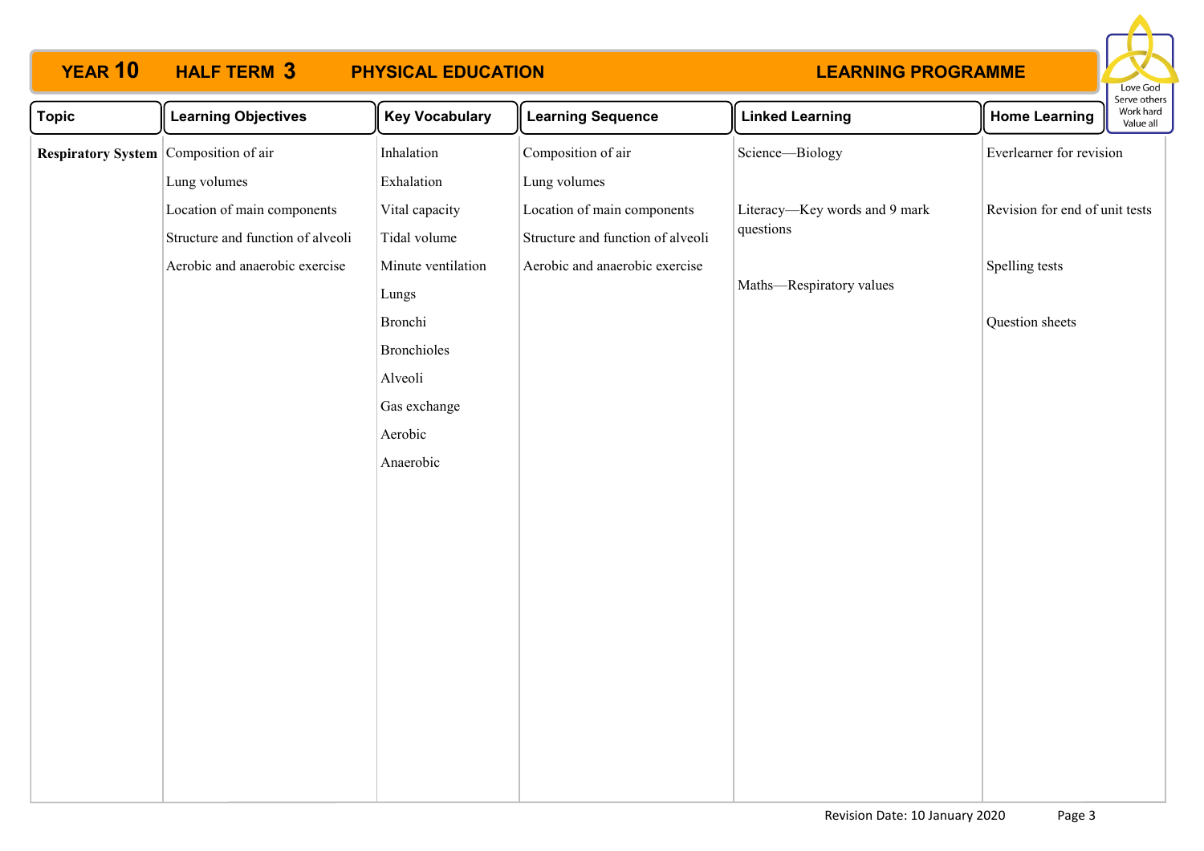# YEAR 10 HALF TERM 3 PHYSICAL EDUCATION LEARNING PROGRAMME

Love God
Serve others
Work hard
Value all

| Topic | Learning Objectives | Key Vocabulary | Learning Sequence | Linked Learning | Home Learning |
|---|---|---|---|---|---|
| **Respiratory System** | Composition of air | Inhalation | Composition of air | Science—Biology | Everlearner for revision |
| | Lung volumes | Exhalation | Lung volumes | | |
| | Location of main components | Vital capacity | Location of main components | Literacy—Key words and 9 mark questions | Revision for end of unit tests |
| | Structure and function of alveoli | Tidal volume | Structure and function of alveoli | | |
| | Aerobic and anaerobic exercise | Minute ventilation | Aerobic and anaerobic exercise | | Spelling tests |
| | | Lungs | | Maths—Respiratory values | |
| | | Bronchi | | | Question sheets |
| | | Bronchioles | | | |
| | | Alveoli | | | |
| | | Gas exchange | | | |
| | | Aerobic | | | |
| | | Anaerobic | | | |

Revision Date: 10 January 2020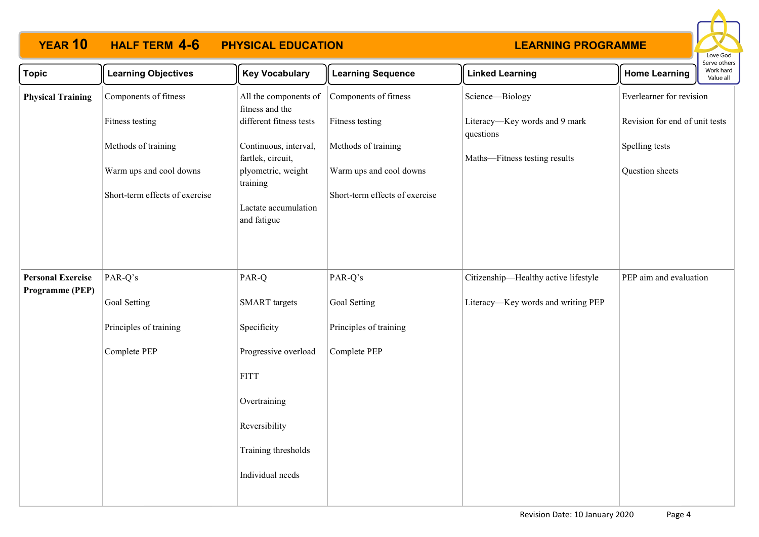# YEAR 10 HALF TERM 4-6 PHYSICAL EDUCATION — LEARNING PROGRAMME

Love God
Serve others
Work hard
Value all

| Topic | Learning Objectives | Key Vocabulary | Learning Sequence | Linked Learning | Home Learning |
|---|---|---|---|---|---|
| **Physical Training** | Components of fitness<br><br>Fitness testing<br><br>Methods of training<br><br>Warm ups and cool downs<br><br>Short-term effects of exercise | All the components of fitness and the different fitness tests<br><br>Continuous, interval, fartlek, circuit, plyometric, weight training<br><br>Lactate accumulation and fatigue | Components of fitness<br><br>Fitness testing<br><br>Methods of training<br><br>Warm ups and cool downs<br><br>Short-term effects of exercise | Science—Biology<br><br>Literacy—Key words and 9 mark questions<br><br>Maths—Fitness testing results | Everlearner for revision<br><br>Revision for end of unit tests<br><br>Spelling tests<br><br>Question sheets |
| **Personal Exercise Programme (PEP)** | PAR-Q's<br><br>Goal Setting<br><br>Principles of training<br><br>Complete PEP | PAR-Q<br><br>SMART targets<br><br>Specificity<br><br>Progressive overload<br><br>FITT<br><br>Overtraining<br><br>Reversibility<br><br>Training thresholds<br><br>Individual needs | PAR-Q's<br><br>Goal Setting<br><br>Principles of training<br><br>Complete PEP | Citizenship—Healthy active lifestyle<br><br>Literacy—Key words and writing PEP | PEP aim and evaluation |

Revision Date: 10 January 2020